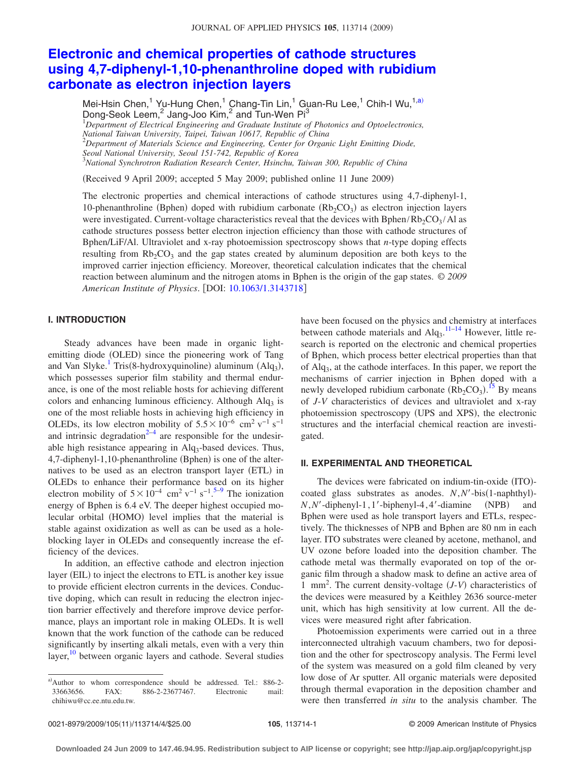# Electronic and chemical properties of cathode structures using 4,7-diphenyl-1,10-phenanthroline doped with rubidium carbonate as electron injection layers

Mei-Hsin Chen,[1] Yu-Hung Chen,[1] Chang-Tin Lin,[1] Guan-Ru Lee,[1] Chih-I Wu,[1,a)] Dong-Seok Leem,[2] Jang-Joo Kim,[2] and Tun-Wen Pi[3]

[1]*Department of Electrical Engineering and Graduate Institute of Photonics and Optoelectronics, National Taiwan University, Taipei, Taiwan 10617, Republic of China*
[2]*Department of Materials Science and Engineering, Center for Organic Light Emitting Diode, Seoul National University, Seoul 151-742, Republic of Korea*
[3]*National Synchrotron Radiation Research Center, Hsinchu, Taiwan 300, Republic of China*

(Received 9 April 2009; accepted 5 May 2009; published online 11 June 2009)

The electronic properties and chemical interactions of cathode structures using 4,7-diphenyl-1,10-phenanthroline (Bphen) doped with rubidium carbonate ($Rb_2CO_3$) as electron injection layers were investigated. Current-voltage characteristics reveal that the devices with Bphen/$Rb_2CO_3$/Al as cathode structures possess better electron injection efficiency than those with cathode structures of Bphen/LiF/Al. Ultraviolet and x-ray photoemission spectroscopy shows that *n*-type doping effects resulting from $Rb_2CO_3$ and the gap states created by aluminum deposition are both keys to the improved carrier injection efficiency. Moreover, theoretical calculation indicates that the chemical reaction between aluminum and the nitrogen atoms in Bphen is the origin of the gap states. © *2009 American Institute of Physics*. [DOI: 10.1063/1.3143718]

## I. INTRODUCTION

Steady advances have been made in organic light-emitting diode (OLED) since the pioneering work of Tang and Van Slyke.[1] Tris(8-hydroxyquinoline) aluminum ($Alq_3$), which possesses superior film stability and thermal endurance, is one of the most reliable hosts for achieving different colors and enhancing luminous efficiency. Although $Alq_3$ is one of the most reliable hosts in achieving high efficiency in OLEDs, its low electron mobility of $5.5\times10^{-6}$ $cm^2\,v^{-1}\,s^{-1}$ and intrinsic degradation[2–4] are responsible for the undesirable high resistance appearing in $Alq_3$-based devices. Thus, 4,7-diphenyl-1,10-phenanthroline (Bphen) is one of the alternatives to be used as an electron transport layer (ETL) in OLEDs to enhance their performance based on its higher electron mobility of $5\times10^{-4}$ $cm^2\,v^{-1}\,s^{-1}$.[5–9] The ionization energy of Bphen is 6.4 eV. The deeper highest occupied molecular orbital (HOMO) level implies that the material is stable against oxidization as well as can be used as a hole-blocking layer in OLEDs and consequently increase the efficiency of the devices.

In addition, an effective cathode and electron injection layer (EIL) to inject the electrons to ETL is another key issue to provide efficient electron currents in the devices. Conductive doping, which can result in reducing the electron injection barrier effectively and therefore improve device performance, plays an important role in making OLEDs. It is well known that the work function of the cathode can be reduced significantly by inserting alkali metals, even with a very thin layer,[10] between organic layers and cathode. Several studies have been focused on the physics and chemistry at interfaces between cathode materials and $Alq_3$.[11–14] However, little research is reported on the electronic and chemical properties of Bphen, which process better electrical properties than that of $Alq_3$, at the cathode interfaces. In this paper, we report the mechanisms of carrier injection in Bphen doped with a newly developed rubidium carbonate ($Rb_2CO_3$).[15] By means of *J-V* characteristics of devices and ultraviolet and x-ray photoemission spectroscopy (UPS and XPS), the electronic structures and the interfacial chemical reaction are investigated.

## II. EXPERIMENTAL AND THEORETICAL

The devices were fabricated on indium-tin-oxide (ITO)-coated glass substrates as anodes. *N,N′*-bis(1-naphthyl)-*N,N′*-diphenyl-1,1′-biphenyl-4,4′-diamine (NPB) and Bphen were used as hole transport layers and ETLs, respectively. The thicknesses of NPB and Bphen are 80 nm in each layer. ITO substrates were cleaned by acetone, methanol, and UV ozone before loaded into the deposition chamber. The cathode metal was thermally evaporated on top of the organic film through a shadow mask to define an active area of 1 $mm^2$. The current density-voltage (*J-V*) characteristics of the devices were measured by a Keithley 2636 source-meter unit, which has high sensitivity at low current. All the devices were measured right after fabrication.

Photoemission experiments were carried out in a three interconnected ultrahigh vacuum chambers, two for deposition and the other for spectroscopy analysis. The Fermi level of the system was measured on a gold film cleaned by very low dose of Ar sputter. All organic materials were deposited through thermal evaporation in the deposition chamber and were then transferred *in situ* to the analysis chamber. The

[a)]Author to whom correspondence should be addressed. Tel.: 886-2-33663656. FAX: 886-2-23677467. Electronic mail: chihiwu@cc.ee.ntu.edu.tw.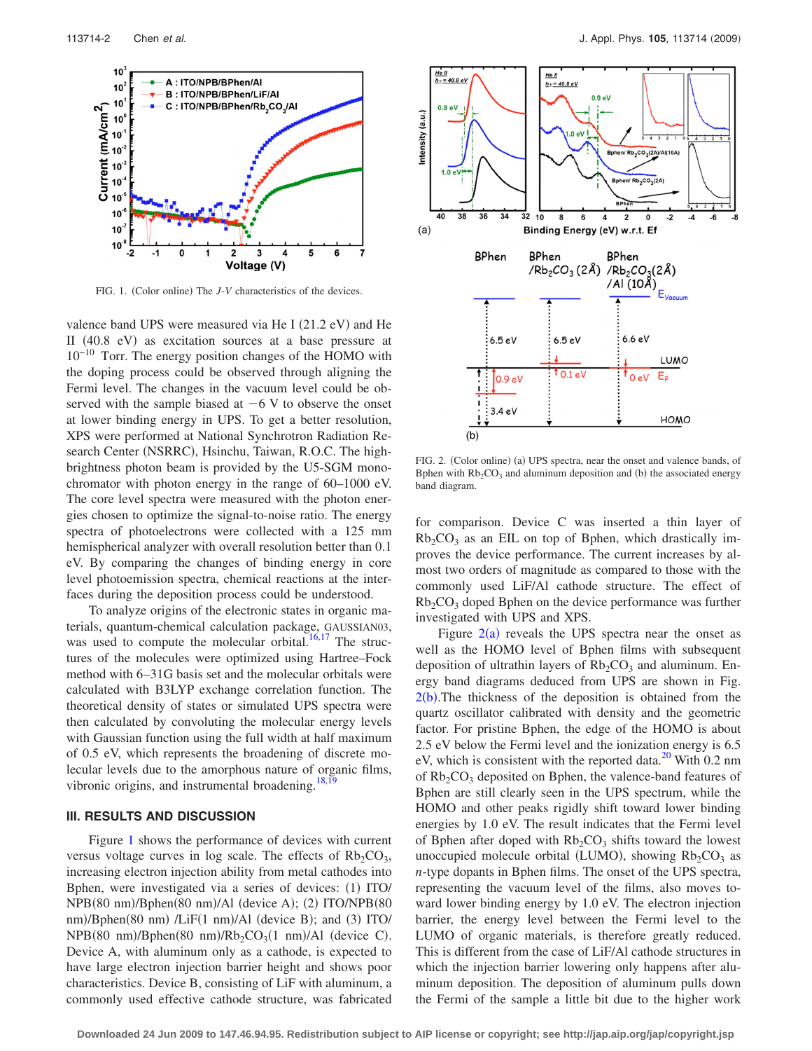FIG. 1. (Color online) The *J-V* characteristics of the devices.

valence band UPS were measured via He I (21.2 eV) and He II (40.8 eV) as excitation sources at a base pressure at $10^{-10}$ Torr. The energy position changes of the HOMO with the doping process could be observed through aligning the Fermi level. The changes in the vacuum level could be observed with the sample biased at −6 V to observe the onset at lower binding energy in UPS. To get a better resolution, XPS were performed at National Synchrotron Radiation Research Center (NSRRC), Hsinchu, Taiwan, R.O.C. The high-brightness photon beam is provided by the U5-SGM monochromator with photon energy in the range of 60–1000 eV. The core level spectra were measured with the photon energies chosen to optimize the signal-to-noise ratio. The energy spectra of photoelectrons were collected with a 125 mm hemispherical analyzer with overall resolution better than 0.1 eV. By comparing the changes of binding energy in core level photoemission spectra, chemical reactions at the interfaces during the deposition process could be understood.

To analyze origins of the electronic states in organic materials, quantum-chemical calculation package, GAUSSIAN03,[16,17] was used to compute the molecular orbital. The structures of the molecules were optimized using Hartree–Fock method with 6–31G basis set and the molecular orbitals were calculated with B3LYP exchange correlation function. The theoretical density of states or simulated UPS spectra were then calculated by convoluting the molecular energy levels with Gaussian function using the full width at half maximum of 0.5 eV, which represents the broadening of discrete molecular levels due to the amorphous nature of organic films, vibronic origins, and instrumental broadening.[18,19]

## III. RESULTS AND DISCUSSION

Figure 1 shows the performance of devices with current versus voltage curves in log scale. The effects of $Rb_2CO_3$, increasing electron injection ability from metal cathodes into Bphen, were investigated via a series of devices: (1) ITO/NPB(80 nm)/Bphen(80 nm)/Al (device A); (2) ITO/NPB(80 nm)/Bphen(80 nm) /LiF(1 nm)/Al (device B); and (3) ITO/NPB(80 nm)/Bphen(80 nm)/$Rb_2CO_3$(1 nm)/Al (device C). Device A, with aluminum only as a cathode, is expected to have large electron injection barrier height and shows poor characteristics. Device B, consisting of LiF with aluminum, a commonly used effective cathode structure, was fabricated for comparison. Device C was inserted a thin layer of $Rb_2CO_3$ as an EIL on top of Bphen, which drastically improves the device performance. The current increases by almost two orders of magnitude as compared to those with the commonly used LiF/Al cathode structure. The effect of $Rb_2CO_3$ doped Bphen on the device performance was further investigated with UPS and XPS.

FIG. 2. (Color online) (a) UPS spectra, near the onset and valence bands, of Bphen with $Rb_2CO_3$ and aluminum deposition and (b) the associated energy band diagram.

Figure 2(a) reveals the UPS spectra near the onset as well as the HOMO level of Bphen films with subsequent deposition of ultrathin layers of $Rb_2CO_3$ and aluminum. Energy band diagrams deduced from UPS are shown in Fig. 2(b). The thickness of the deposition is obtained from the quartz oscillator calibrated with density and the geometric factor. For pristine Bphen, the edge of the HOMO is about 2.5 eV below the Fermi level and the ionization energy is 6.5 eV, which is consistent with the reported data.[20] With 0.2 nm of $Rb_2CO_3$ deposited on Bphen, the valence-band features of Bphen are still clearly seen in the UPS spectrum, while the HOMO and other peaks rigidly shift toward lower binding energies by 1.0 eV. The result indicates that the Fermi level of Bphen after doped with $Rb_2CO_3$ shifts toward the lowest unoccupied molecule orbital (LUMO), showing $Rb_2CO_3$ as *n*-type dopants in Bphen films. The onset of the UPS spectra, representing the vacuum level of the films, also moves toward lower binding energy by 1.0 eV. The electron injection barrier, the energy level between the Fermi level to the LUMO of organic materials, is therefore greatly reduced. This is different from the case of LiF/Al cathode structures in which the injection barrier lowering only happens after aluminum deposition. The deposition of aluminum pulls down the Fermi of the sample a little bit due to the higher work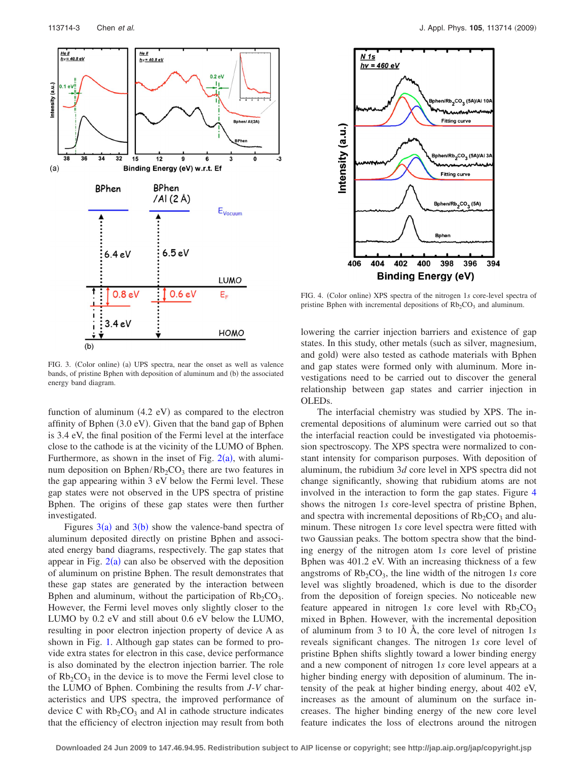FIG. 3. (Color online) (a) UPS spectra, near the onset as well as valence bands, of pristine Bphen with deposition of aluminum and (b) the associated energy band diagram.

FIG. 4. (Color online) XPS spectra of the nitrogen 1*s* core-level spectra of pristine Bphen with incremental depositions of $Rb_2CO_3$ and aluminum.

function of aluminum (4.2 eV) as compared to the electron affinity of Bphen (3.0 eV). Given that the band gap of Bphen is 3.4 eV, the final position of the Fermi level at the interface close to the cathode is at the vicinity of the LUMO of Bphen. Furthermore, as shown in the inset of Fig. 2(a), with aluminum deposition on Bphen/$Rb_2CO_3$ there are two features in the gap appearing within 3 eV below the Fermi level. These gap states were not observed in the UPS spectra of pristine Bphen. The origins of these gap states were then further investigated.

Figures 3(a) and 3(b) show the valence-band spectra of aluminum deposited directly on pristine Bphen and associated energy band diagrams, respectively. The gap states that appear in Fig. 2(a) can also be observed with the deposition of aluminum on pristine Bphen. The result demonstrates that these gap states are generated by the interaction between Bphen and aluminum, without the participation of $Rb_2CO_3$. However, the Fermi level moves only slightly closer to the LUMO by 0.2 eV and still about 0.6 eV below the LUMO, resulting in poor electron injection property of device A as shown in Fig. 1. Although gap states can be formed to provide extra states for electron in this case, device performance is also dominated by the electron injection barrier. The role of $Rb_2CO_3$ in the device is to move the Fermi level close to the LUMO of Bphen. Combining the results from *J-V* characteristics and UPS spectra, the improved performance of device C with $Rb_2CO_3$ and Al in cathode structure indicates that the efficiency of electron injection may result from both lowering the carrier injection barriers and existence of gap states. In this study, other metals (such as silver, magnesium, and gold) were also tested as cathode materials with Bphen and gap states were formed only with aluminum. More investigations need to be carried out to discover the general relationship between gap states and carrier injection in OLEDs.

The interfacial chemistry was studied by XPS. The incremental depositions of aluminum were carried out so that the interfacial reaction could be investigated via photoemission spectroscopy. The XPS spectra were normalized to constant intensity for comparison purposes. With deposition of aluminum, the rubidium 3*d* core level in XPS spectra did not change significantly, showing that rubidium atoms are not involved in the interaction to form the gap states. Figure 4 shows the nitrogen 1*s* core-level spectra of pristine Bphen, and spectra with incremental depositions of $Rb_2CO_3$ and aluminum. These nitrogen 1*s* core level spectra were fitted with two Gaussian peaks. The bottom spectra show that the binding energy of the nitrogen atom 1*s* core level of pristine Bphen was 401.2 eV. With an increasing thickness of a few angstroms of $Rb_2CO_3$, the line width of the nitrogen 1*s* core level was slightly broadened, which is due to the disorder from the deposition of foreign species. No noticeable new feature appeared in nitrogen 1*s* core level with $Rb_2CO_3$ mixed in Bphen. However, with the incremental deposition of aluminum from 3 to 10 Å, the core level of nitrogen 1*s* reveals significant changes. The nitrogen 1*s* core level of pristine Bphen shifts slightly toward a lower binding energy and a new component of nitrogen 1*s* core level appears at a higher binding energy with deposition of aluminum. The intensity of the peak at higher binding energy, about 402 eV, increases as the amount of aluminum on the surface increases. The higher binding energy of the new core level feature indicates the loss of electrons around the nitrogen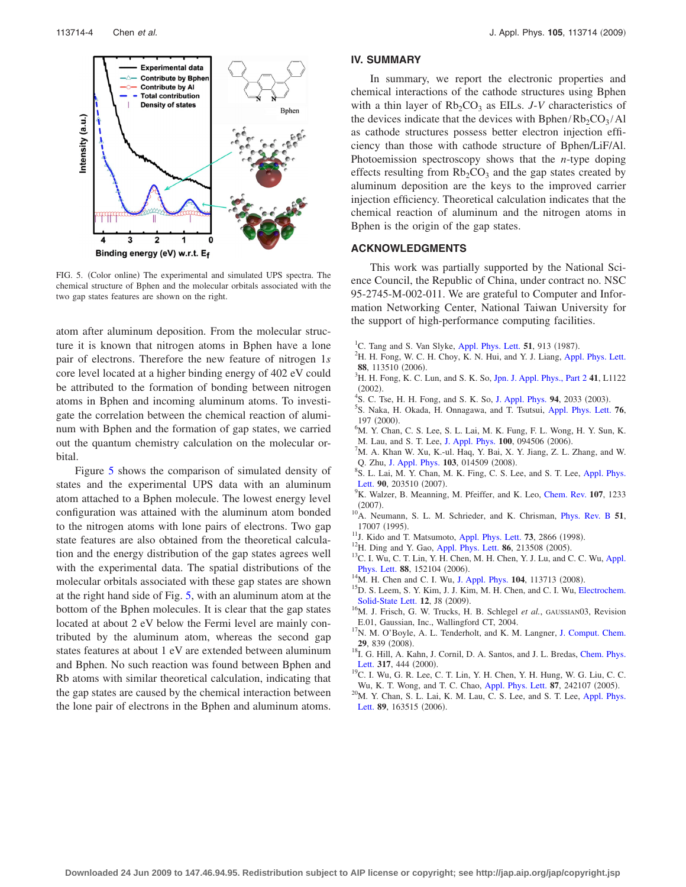Experimental data
Contribute by Bphen
Contribute by Al
Total contribution
Density of states
Intensity (a.u.)
Binding energy (eV) w.r.t. $E_f$
4 3 2 1 0
Bphen
N N

FIG. 5. (Color online) The experimental and simulated UPS spectra. The chemical structure of Bphen and the molecular orbitals associated with the two gap states features are shown on the right.

atom after aluminum deposition. From the molecular structure it is known that nitrogen atoms in Bphen have a lone pair of electrons. Therefore the new feature of nitrogen 1*s* core level located at a higher binding energy of 402 eV could be attributed to the formation of bonding between nitrogen atoms in Bphen and incoming aluminum atoms. To investigate the correlation between the chemical reaction of aluminum with Bphen and the formation of gap states, we carried out the quantum chemistry calculation on the molecular orbital.

Figure 5 shows the comparison of simulated density of states and the experimental UPS data with an aluminum atom attached to a Bphen molecule. The lowest energy level configuration was attained with the aluminum atom bonded to the nitrogen atoms with lone pairs of electrons. Two gap state features are also obtained from the theoretical calculation and the energy distribution of the gap states agrees well with the experimental data. The spatial distributions of the molecular orbitals associated with these gap states are shown at the right hand side of Fig. 5, with an aluminum atom at the bottom of the Bphen molecules. It is clear that the gap states located at about 2 eV below the Fermi level are mainly contributed by the aluminum atom, whereas the second gap states features at about 1 eV are extended between aluminum and Bphen. No such reaction was found between Bphen and Rb atoms with similar theoretical calculation, indicating that the gap states are caused by the chemical interaction between the lone pair of electrons in the Bphen and aluminum atoms.

## IV. SUMMARY

In summary, we report the electronic properties and chemical interactions of the cathode structures using Bphen with a thin layer of $Rb_2CO_3$ as EILs. *J*-*V* characteristics of the devices indicate that the devices with Bphen/$Rb_2CO_3$/Al as cathode structures possess better electron injection efficiency than those with cathode structure of Bphen/LiF/Al. Photoemission spectroscopy shows that the *n*-type doping effects resulting from $Rb_2CO_3$ and the gap states created by aluminum deposition are the keys to the improved carrier injection efficiency. Theoretical calculation indicates that the chemical reaction of aluminum and the nitrogen atoms in Bphen is the origin of the gap states.

## ACKNOWLEDGMENTS

This work was partially supported by the National Science Council, the Republic of China, under contract no. NSC 95-2745-M-002-011. We are grateful to Computer and Information Networking Center, National Taiwan University for the support of high-performance computing facilities.

[1]C. Tang and S. Van Slyke, Appl. Phys. Lett. **51**, 913 (1987).
[2]H. H. Fong, W. C. H. Choy, K. N. Hui, and Y. J. Liang, Appl. Phys. Lett. **88**, 113510 (2006).
[3]H. H. Fong, K. C. Lun, and S. K. So, Jpn. J. Appl. Phys., Part 2 **41**, L1122 (2002).
[4]S. C. Tse, H. H. Fong, and S. K. So, J. Appl. Phys. **94**, 2033 (2003).
[5]S. Naka, H. Okada, H. Onnagawa, and T. Tsutsui, Appl. Phys. Lett. **76**, 197 (2000).
[6]M. Y. Chan, C. S. Lee, S. L. Lai, M. K. Fung, F. L. Wong, H. Y. Sun, K. M. Lau, and S. T. Lee, J. Appl. Phys. **100**, 094506 (2006).
[7]M. A. Khan W. Xu, K.-ul. Haq, Y. Bai, X. Y. Jiang, Z. L. Zhang, and W. Q. Zhu, J. Appl. Phys. **103**, 014509 (2008).
[8]S. L. Lai, M. Y. Chan, M. K. Fing, C. S. Lee, and S. T. Lee, Appl. Phys. Lett. **90**, 203510 (2007).
[9]K. Walzer, B. Meanning, M. Pfeiffer, and K. Leo, Chem. Rev. **107**, 1233 (2007).
[10]A. Neumann, S. L. M. Schrieder, and K. Chrisman, Phys. Rev. B **51**, 17007 (1995).
[11]J. Kido and T. Matsumoto, Appl. Phys. Lett. **73**, 2866 (1998).
[12]H. Ding and Y. Gao, Appl. Phys. Lett. **86**, 213508 (2005).
[13]C. I. Wu, C. T. Lin, Y. H. Chen, M. H. Chen, Y. J. Lu, and C. C. Wu, Appl. Phys. Lett. **88**, 152104 (2006).
[14]M. H. Chen and C. I. Wu, J. Appl. Phys. **104**, 113713 (2008).
[15]D. S. Leem, S. Y. Kim, J. J. Kim, M. H. Chen, and C. I. Wu, Electrochem. Solid-State Lett. **12**, J8 (2009).
[16]M. J. Frisch, G. W. Trucks, H. B. Schlegel *et al.*, GAUSSIAN03, Revision E.01, Gaussian, Inc., Wallingford CT, 2004.
[17]N. M. O'Boyle, A. L. Tenderholt, and K. M. Langner, J. Comput. Chem. **29**, 839 (2008).
[18]I. G. Hill, A. Kahn, J. Cornil, D. A. Santos, and J. L. Bredas, Chem. Phys. Lett. **317**, 444 (2000).
[19]C. I. Wu, G. R. Lee, C. T. Lin, Y. H. Chen, Y. H. Hung, W. G. Liu, C. C. Wu, K. T. Wong, and T. C. Chao, Appl. Phys. Lett. **87**, 242107 (2005).
[20]M. Y. Chan, S. L. Lai, K. M. Lau, C. S. Lee, and S. T. Lee, Appl. Phys. Lett. **89**, 163515 (2006).